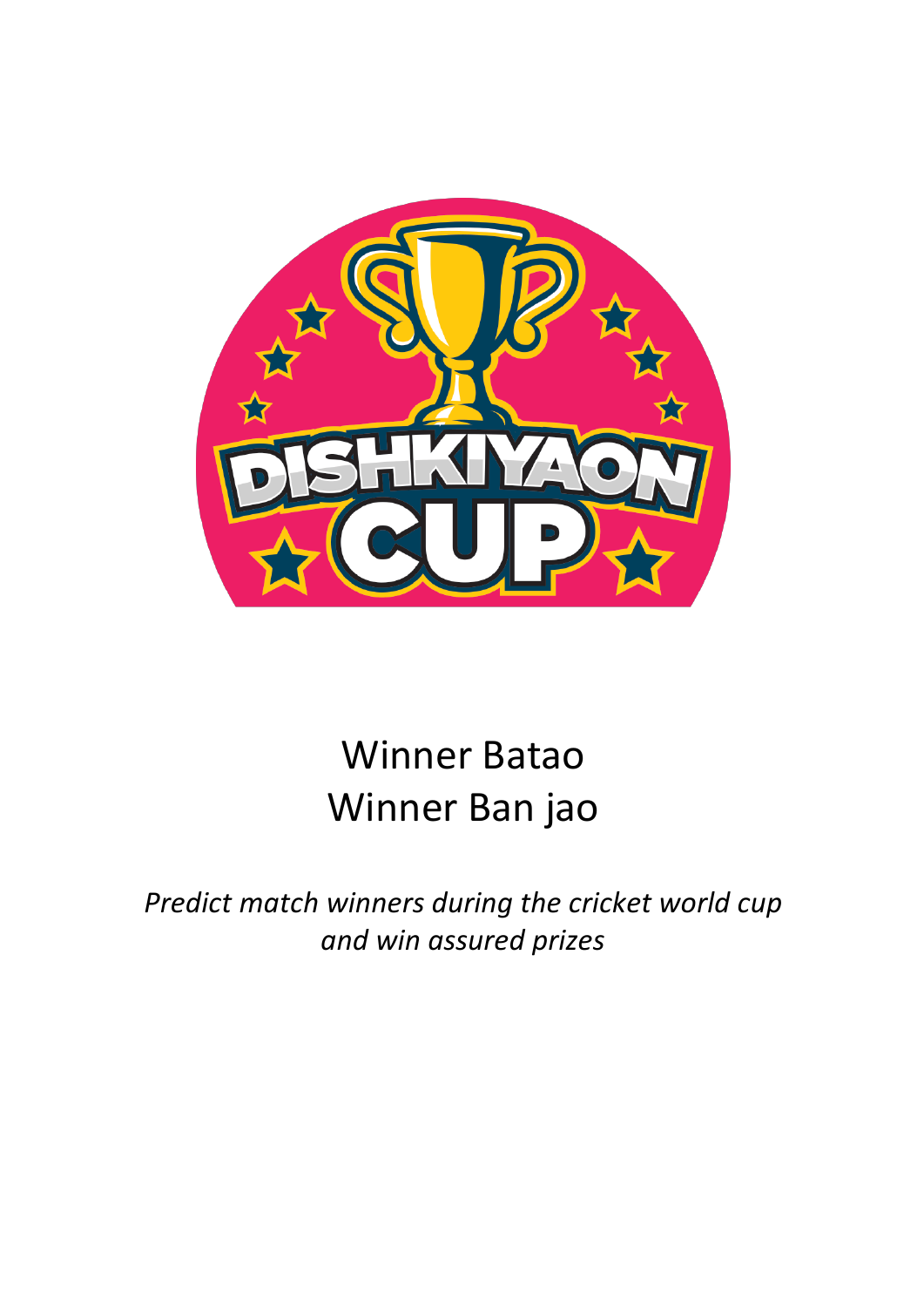# DISHKIYAON CUP

Winner Batao
Winner Ban jao

*Predict match winners during the cricket world cup and win assured prizes*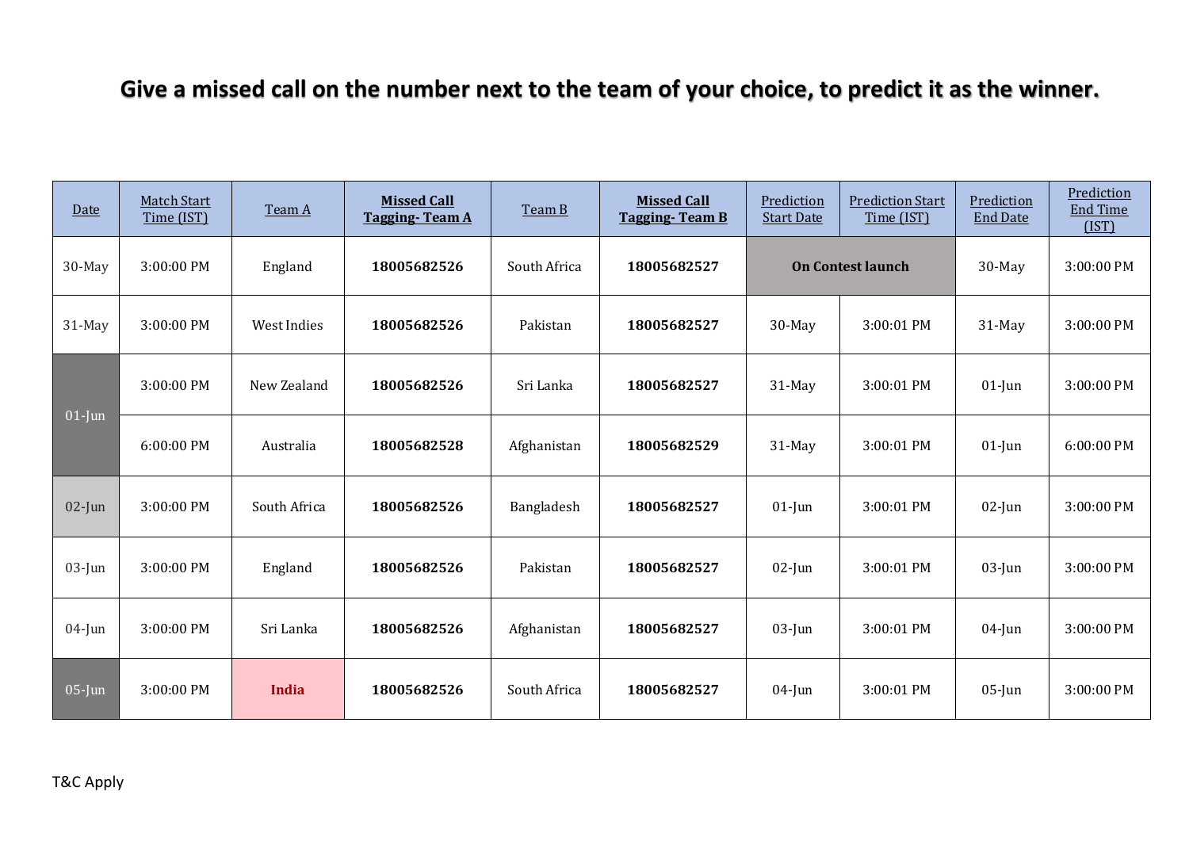## Give a missed call on the number next to the team of your choice, to predict it as the winner.

| Date | Match Start Time (IST) | Team A | Missed Call Tagging- Team A | Team B | Missed Call Tagging- Team B | Prediction Start Date | Prediction Start Time (IST) | Prediction End Date | Prediction End Time (IST) |
|---|---|---|---|---|---|---|---|---|---|
| 30-May | 3:00:00 PM | England | **18005682526** | South Africa | **18005682527** | **On Contest launch** | | 30-May | 3:00:00 PM |
| 31-May | 3:00:00 PM | West Indies | **18005682526** | Pakistan | **18005682527** | 30-May | 3:00:01 PM | 31-May | 3:00:00 PM |
| 01-Jun | 3:00:00 PM | New Zealand | **18005682526** | Sri Lanka | **18005682527** | 31-May | 3:00:01 PM | 01-Jun | 3:00:00 PM |
| | 6:00:00 PM | Australia | **18005682528** | Afghanistan | **18005682529** | 31-May | 3:00:01 PM | 01-Jun | 6:00:00 PM |
| 02-Jun | 3:00:00 PM | South Africa | **18005682526** | Bangladesh | **18005682527** | 01-Jun | 3:00:01 PM | 02-Jun | 3:00:00 PM |
| 03-Jun | 3:00:00 PM | England | **18005682526** | Pakistan | **18005682527** | 02-Jun | 3:00:01 PM | 03-Jun | 3:00:00 PM |
| 04-Jun | 3:00:00 PM | Sri Lanka | **18005682526** | Afghanistan | **18005682527** | 03-Jun | 3:00:01 PM | 04-Jun | 3:00:00 PM |
| 05-Jun | 3:00:00 PM | **India** | **18005682526** | South Africa | **18005682527** | 04-Jun | 3:00:01 PM | 05-Jun | 3:00:00 PM |

T&C Apply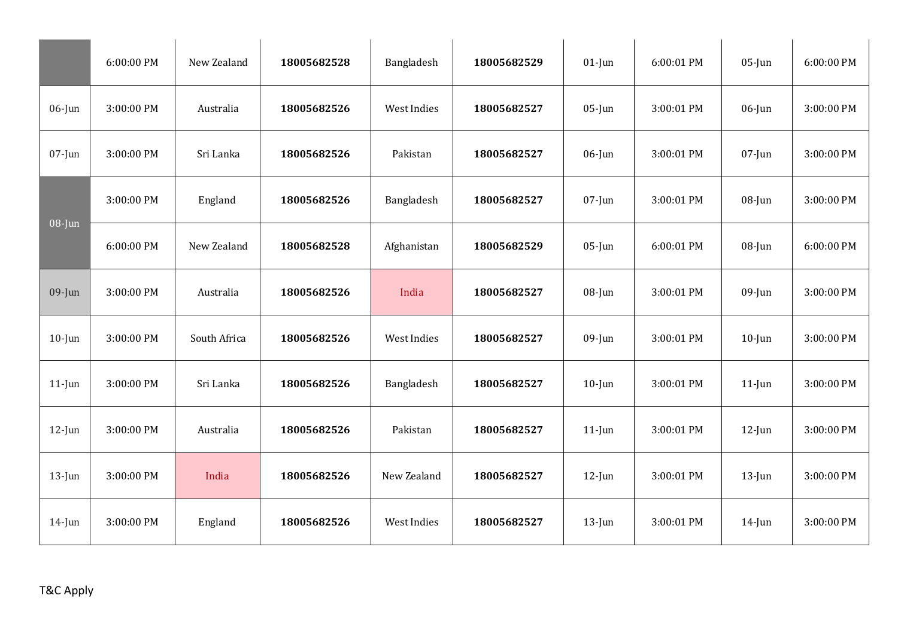| | | | | | | | | | |
|---|---|---|---|---|---|---|---|---|---|
| | 6:00:00 PM | New Zealand | **18005682528** | Bangladesh | **18005682529** | 01-Jun | 6:00:01 PM | 05-Jun | 6:00:00 PM |
| 06-Jun | 3:00:00 PM | Australia | **18005682526** | West Indies | **18005682527** | 05-Jun | 3:00:01 PM | 06-Jun | 3:00:00 PM |
| 07-Jun | 3:00:00 PM | Sri Lanka | **18005682526** | Pakistan | **18005682527** | 06-Jun | 3:00:01 PM | 07-Jun | 3:00:00 PM |
| 08-Jun | 3:00:00 PM | England | **18005682526** | Bangladesh | **18005682527** | 07-Jun | 3:00:01 PM | 08-Jun | 3:00:00 PM |
| | 6:00:00 PM | New Zealand | **18005682528** | Afghanistan | **18005682529** | 05-Jun | 6:00:01 PM | 08-Jun | 6:00:00 PM |
| 09-Jun | 3:00:00 PM | Australia | **18005682526** | India | **18005682527** | 08-Jun | 3:00:01 PM | 09-Jun | 3:00:00 PM |
| 10-Jun | 3:00:00 PM | South Africa | **18005682526** | West Indies | **18005682527** | 09-Jun | 3:00:01 PM | 10-Jun | 3:00:00 PM |
| 11-Jun | 3:00:00 PM | Sri Lanka | **18005682526** | Bangladesh | **18005682527** | 10-Jun | 3:00:01 PM | 11-Jun | 3:00:00 PM |
| 12-Jun | 3:00:00 PM | Australia | **18005682526** | Pakistan | **18005682527** | 11-Jun | 3:00:01 PM | 12-Jun | 3:00:00 PM |
| 13-Jun | 3:00:00 PM | India | **18005682526** | New Zealand | **18005682527** | 12-Jun | 3:00:01 PM | 13-Jun | 3:00:00 PM |
| 14-Jun | 3:00:00 PM | England | **18005682526** | West Indies | **18005682527** | 13-Jun | 3:00:01 PM | 14-Jun | 3:00:00 PM |

T&C Apply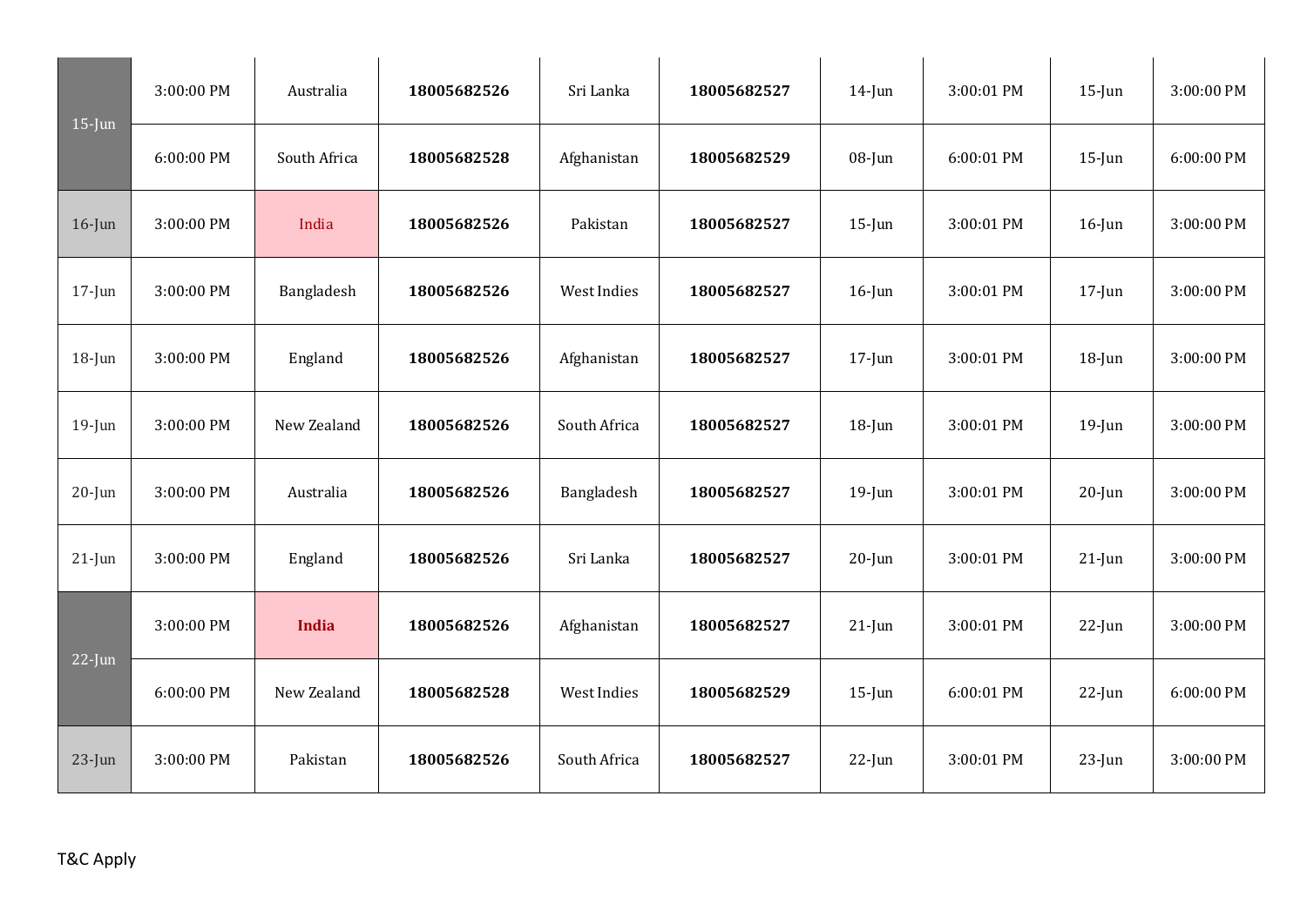| | | | | | | | | | |
|---|---|---|---|---|---|---|---|---|---|
| 15-Jun | 3:00:00 PM | Australia | **18005682526** | Sri Lanka | **18005682527** | 14-Jun | 3:00:01 PM | 15-Jun | 3:00:00 PM |
| | 6:00:00 PM | South Africa | **18005682528** | Afghanistan | **18005682529** | 08-Jun | 6:00:01 PM | 15-Jun | 6:00:00 PM |
| 16-Jun | 3:00:00 PM | India | **18005682526** | Pakistan | **18005682527** | 15-Jun | 3:00:01 PM | 16-Jun | 3:00:00 PM |
| 17-Jun | 3:00:00 PM | Bangladesh | **18005682526** | West Indies | **18005682527** | 16-Jun | 3:00:01 PM | 17-Jun | 3:00:00 PM |
| 18-Jun | 3:00:00 PM | England | **18005682526** | Afghanistan | **18005682527** | 17-Jun | 3:00:01 PM | 18-Jun | 3:00:00 PM |
| 19-Jun | 3:00:00 PM | New Zealand | **18005682526** | South Africa | **18005682527** | 18-Jun | 3:00:01 PM | 19-Jun | 3:00:00 PM |
| 20-Jun | 3:00:00 PM | Australia | **18005682526** | Bangladesh | **18005682527** | 19-Jun | 3:00:01 PM | 20-Jun | 3:00:00 PM |
| 21-Jun | 3:00:00 PM | England | **18005682526** | Sri Lanka | **18005682527** | 20-Jun | 3:00:01 PM | 21-Jun | 3:00:00 PM |
| 22-Jun | 3:00:00 PM | **India** | **18005682526** | Afghanistan | **18005682527** | 21-Jun | 3:00:01 PM | 22-Jun | 3:00:00 PM |
| | 6:00:00 PM | New Zealand | **18005682528** | West Indies | **18005682529** | 15-Jun | 6:00:01 PM | 22-Jun | 6:00:00 PM |
| 23-Jun | 3:00:00 PM | Pakistan | **18005682526** | South Africa | **18005682527** | 22-Jun | 3:00:01 PM | 23-Jun | 3:00:00 PM |

T&C Apply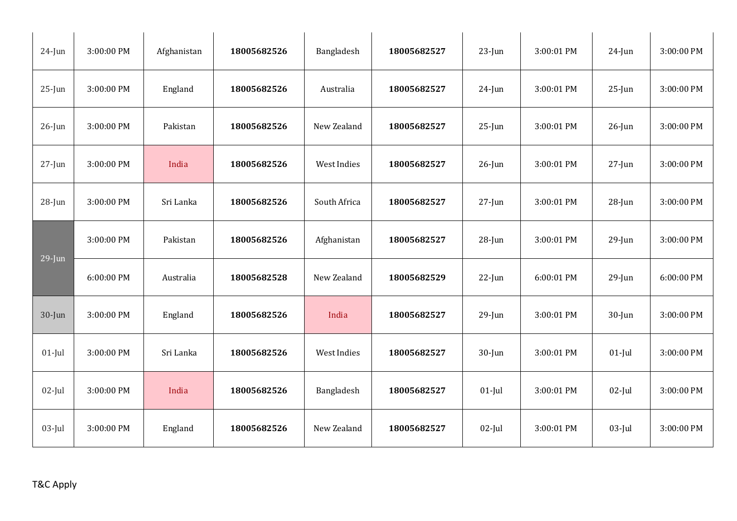| 24-Jun | 3:00:00 PM | Afghanistan | **18005682526** | Bangladesh | **18005682527** | 23-Jun | 3:00:01 PM | 24-Jun | 3:00:00 PM |
|---|---|---|---|---|---|---|---|---|---|
| 25-Jun | 3:00:00 PM | England | **18005682526** | Australia | **18005682527** | 24-Jun | 3:00:01 PM | 25-Jun | 3:00:00 PM |
| 26-Jun | 3:00:00 PM | Pakistan | **18005682526** | New Zealand | **18005682527** | 25-Jun | 3:00:01 PM | 26-Jun | 3:00:00 PM |
| 27-Jun | 3:00:00 PM | India | **18005682526** | West Indies | **18005682527** | 26-Jun | 3:00:01 PM | 27-Jun | 3:00:00 PM |
| 28-Jun | 3:00:00 PM | Sri Lanka | **18005682526** | South Africa | **18005682527** | 27-Jun | 3:00:01 PM | 28-Jun | 3:00:00 PM |
| 29-Jun | 3:00:00 PM | Pakistan | **18005682526** | Afghanistan | **18005682527** | 28-Jun | 3:00:01 PM | 29-Jun | 3:00:00 PM |
| | 6:00:00 PM | Australia | **18005682528** | New Zealand | **18005682529** | 22-Jun | 6:00:01 PM | 29-Jun | 6:00:00 PM |
| 30-Jun | 3:00:00 PM | England | **18005682526** | India | **18005682527** | 29-Jun | 3:00:01 PM | 30-Jun | 3:00:00 PM |
| 01-Jul | 3:00:00 PM | Sri Lanka | **18005682526** | West Indies | **18005682527** | 30-Jun | 3:00:01 PM | 01-Jul | 3:00:00 PM |
| 02-Jul | 3:00:00 PM | India | **18005682526** | Bangladesh | **18005682527** | 01-Jul | 3:00:01 PM | 02-Jul | 3:00:00 PM |
| 03-Jul | 3:00:00 PM | England | **18005682526** | New Zealand | **18005682527** | 02-Jul | 3:00:01 PM | 03-Jul | 3:00:00 PM |

T&C Apply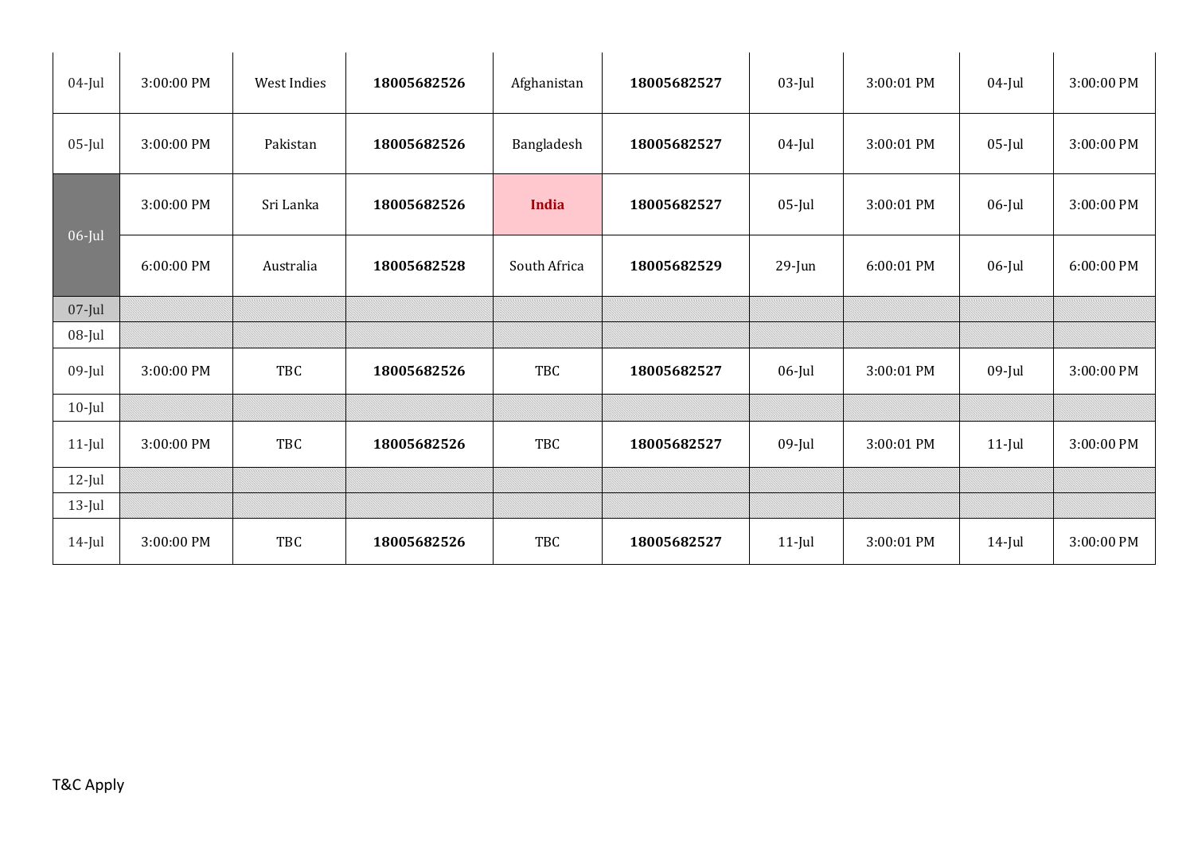| | | | | | | | | | |
|---|---|---|---|---|---|---|---|---|---|
| 04-Jul | 3:00:00 PM | West Indies | **18005682526** | Afghanistan | **18005682527** | 03-Jul | 3:00:01 PM | 04-Jul | 3:00:00 PM |
| 05-Jul | 3:00:00 PM | Pakistan | **18005682526** | Bangladesh | **18005682527** | 04-Jul | 3:00:01 PM | 05-Jul | 3:00:00 PM |
| 06-Jul | 3:00:00 PM | Sri Lanka | **18005682526** | **India** | **18005682527** | 05-Jul | 3:00:01 PM | 06-Jul | 3:00:00 PM |
| | 6:00:00 PM | Australia | **18005682528** | South Africa | **18005682529** | 29-Jun | 6:00:01 PM | 06-Jul | 6:00:00 PM |
| 07-Jul | | | | | | | | | |
| 08-Jul | | | | | | | | | |
| 09-Jul | 3:00:00 PM | TBC | **18005682526** | TBC | **18005682527** | 06-Jul | 3:00:01 PM | 09-Jul | 3:00:00 PM |
| 10-Jul | | | | | | | | | |
| 11-Jul | 3:00:00 PM | TBC | **18005682526** | TBC | **18005682527** | 09-Jul | 3:00:01 PM | 11-Jul | 3:00:00 PM |
| 12-Jul | | | | | | | | | |
| 13-Jul | | | | | | | | | |
| 14-Jul | 3:00:00 PM | TBC | **18005682526** | TBC | **18005682527** | 11-Jul | 3:00:01 PM | 14-Jul | 3:00:00 PM |

T&C Apply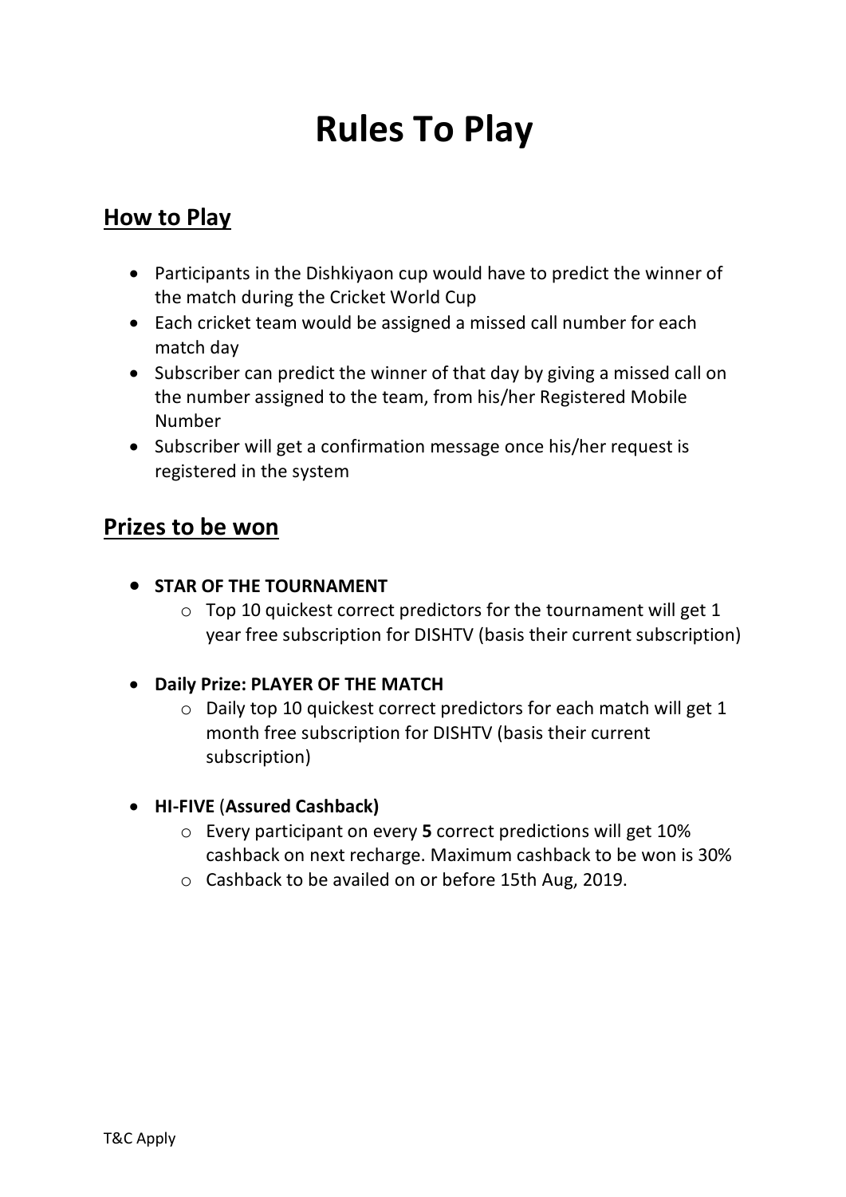# Rules To Play

## How to Play

- Participants in the Dishkiyaon cup would have to predict the winner of the match during the Cricket World Cup
- Each cricket team would be assigned a missed call number for each match day
- Subscriber can predict the winner of that day by giving a missed call on the number assigned to the team, from his/her Registered Mobile Number
- Subscriber will get a confirmation message once his/her request is registered in the system

## Prizes to be won

- **STAR OF THE TOURNAMENT**
  - Top 10 quickest correct predictors for the tournament will get 1 year free subscription for DISHTV (basis their current subscription)

- **Daily Prize: PLAYER OF THE MATCH**
  - Daily top 10 quickest correct predictors for each match will get 1 month free subscription for DISHTV (basis their current subscription)

- **HI-FIVE** (**Assured Cashback)**
  - Every participant on every **5** correct predictions will get 10% cashback on next recharge. Maximum cashback to be won is 30%
  - Cashback to be availed on or before 15th Aug, 2019.

T&C Apply